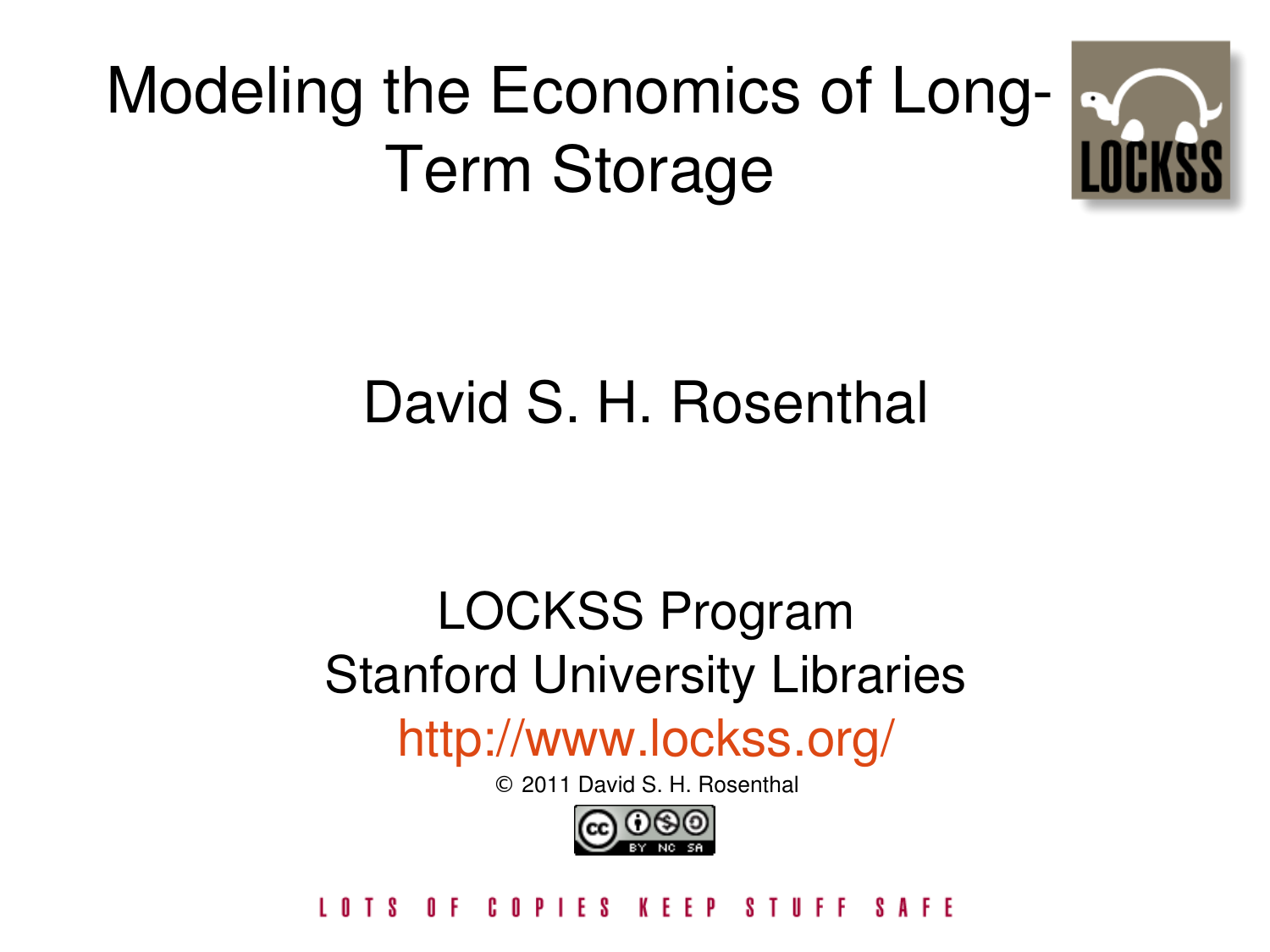# Modeling the Economics of Long-Term Storage

David S. H. Rosenthal

LOCKSS Program
Stanford University Libraries
http://www.lockss.org/

© 2011 David S. H. Rosenthal

LOTS OF COPIES KEEP STUFF SAFE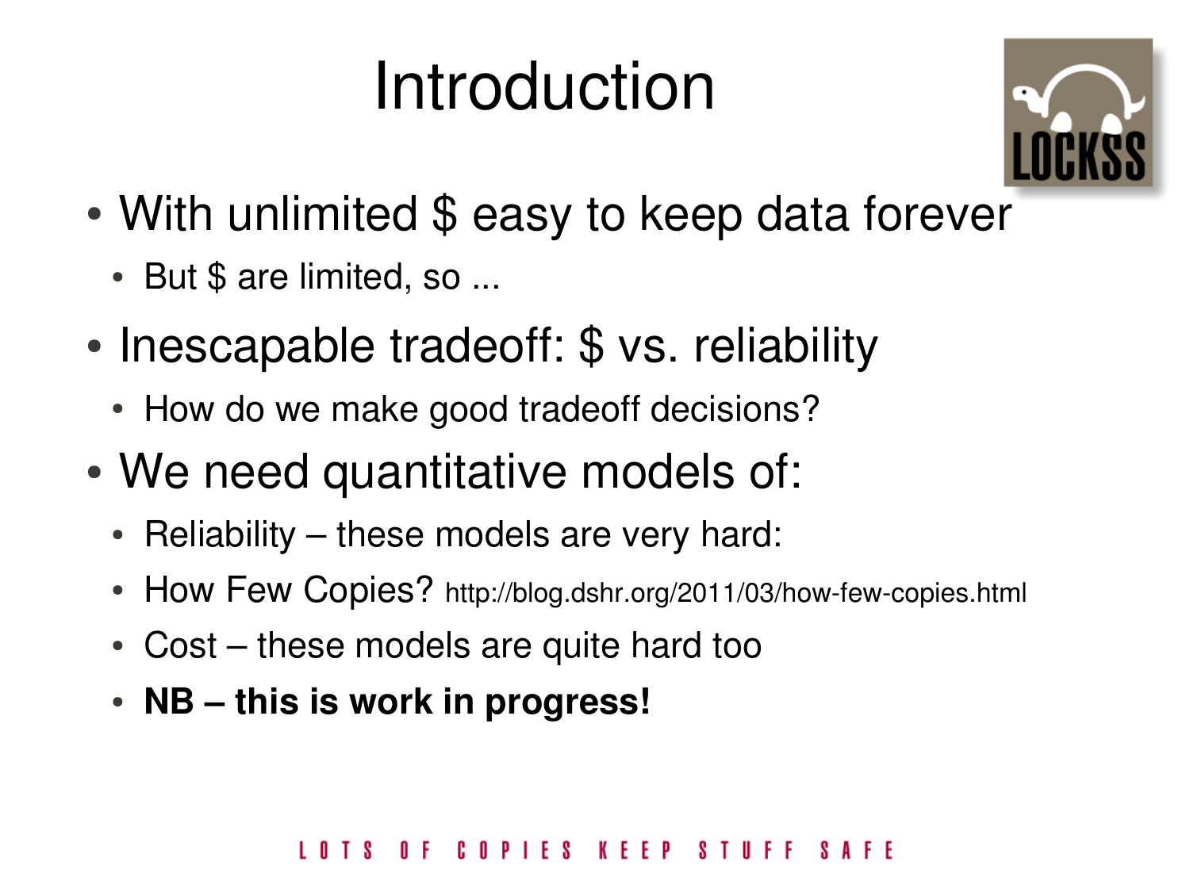# Introduction

- With unlimited $ easy to keep data forever
  - But $ are limited, so ...
- Inescapable tradeoff: $ vs. reliability
  - How do we make good tradeoff decisions?
- We need quantitative models of:
  - Reliability – these models are very hard:
  - How Few Copies? http://blog.dshr.org/2011/03/how-few-copies.html
  - Cost – these models are quite hard too
  - **NB – this is work in progress!**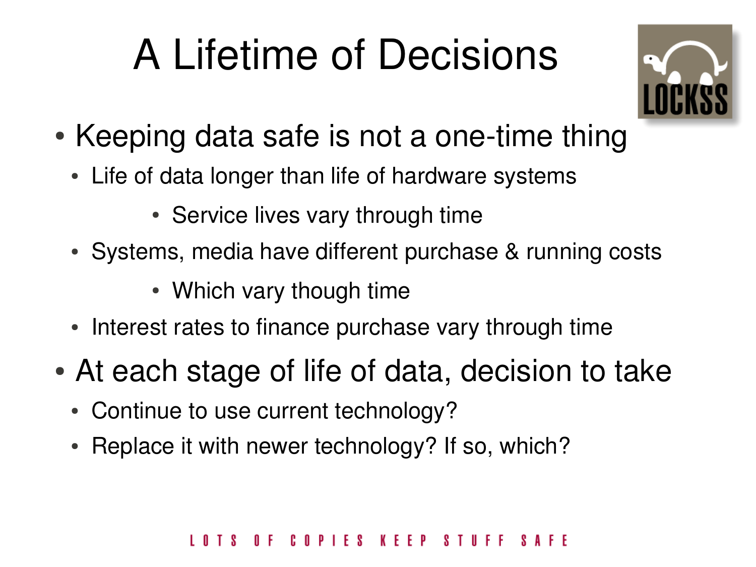# A Lifetime of Decisions

- Keeping data safe is not a one-time thing
  - Life of data longer than life of hardware systems
    - Service lives vary through time
  - Systems, media have different purchase & running costs
    - Which vary though time
  - Interest rates to finance purchase vary through time
- At each stage of life of data, decision to take
  - Continue to use current technology?
  - Replace it with newer technology? If so, which?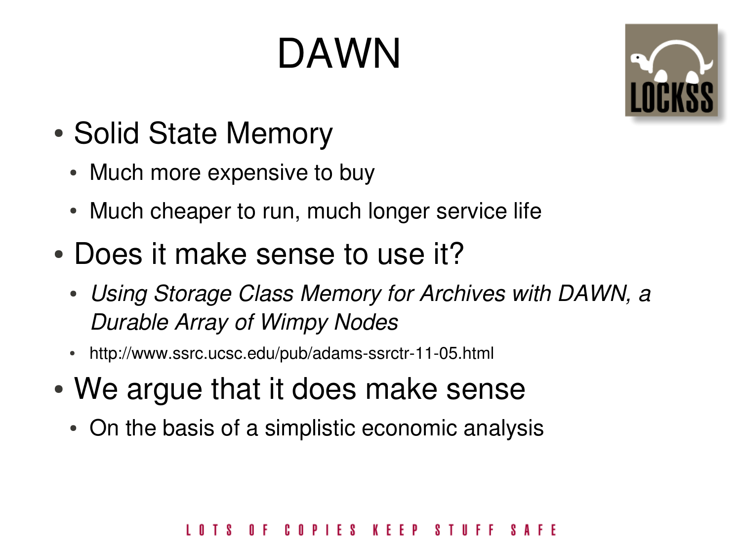# DAWN

- Solid State Memory
  - Much more expensive to buy
  - Much cheaper to run, much longer service life
- Does it make sense to use it?
  - *Using Storage Class Memory for Archives with DAWN, a Durable Array of Wimpy Nodes*
  - http://www.ssrc.ucsc.edu/pub/adams-ssrctr-11-05.html
- We argue that it does make sense
  - On the basis of a simplistic economic analysis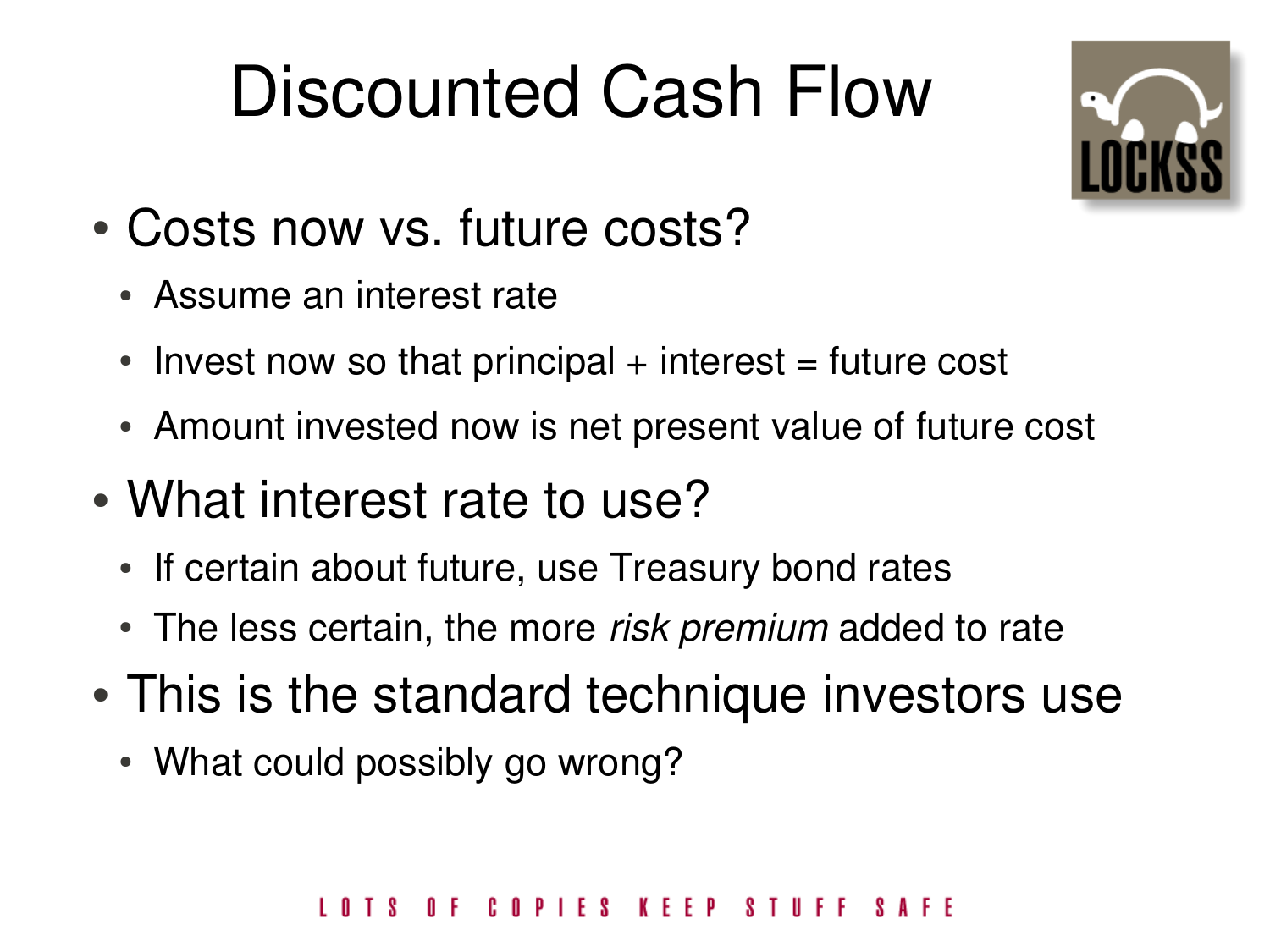# Discounted Cash Flow

- Costs now vs. future costs?
  - Assume an interest rate
  - Invest now so that principal + interest = future cost
  - Amount invested now is net present value of future cost
- What interest rate to use?
  - If certain about future, use Treasury bond rates
  - The less certain, the more *risk premium* added to rate
- This is the standard technique investors use
  - What could possibly go wrong?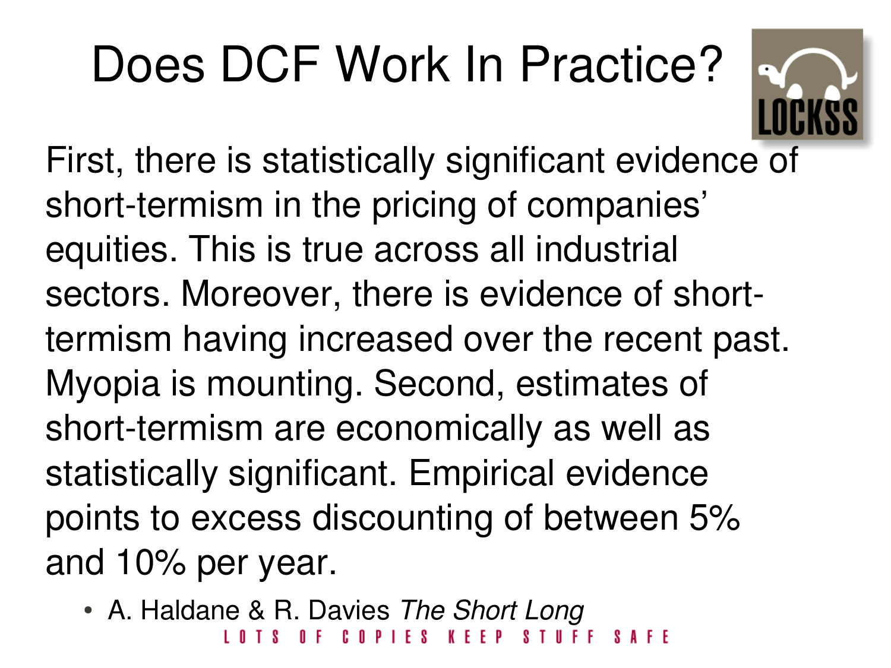# Does DCF Work In Practice?

First, there is statistically significant evidence of short-termism in the pricing of companies' equities. This is true across all industrial sectors. Moreover, there is evidence of short-termism having increased over the recent past. Myopia is mounting. Second, estimates of short-termism are economically as well as statistically significant. Empirical evidence points to excess discounting of between 5% and 10% per year.

- A. Haldane & R. Davies *The Short Long*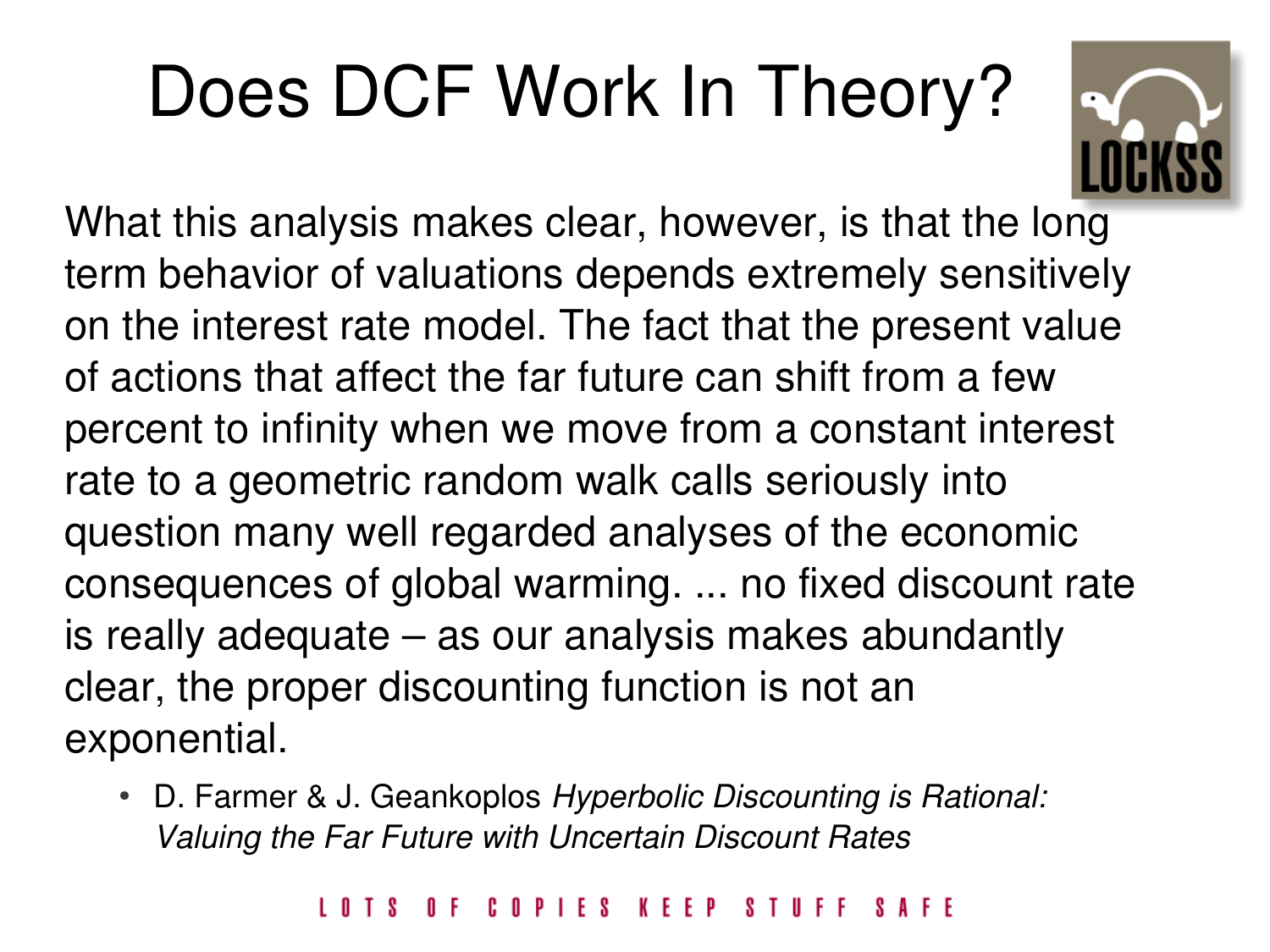# Does DCF Work In Theory?

What this analysis makes clear, however, is that the long term behavior of valuations depends extremely sensitively on the interest rate model. The fact that the present value of actions that affect the far future can shift from a few percent to infinity when we move from a constant interest rate to a geometric random walk calls seriously into question many well regarded analyses of the economic consequences of global warming. ... no fixed discount rate is really adequate – as our analysis makes abundantly clear, the proper discounting function is not an exponential.

- D. Farmer & J. Geankoplos *Hyperbolic Discounting is Rational: Valuing the Far Future with Uncertain Discount Rates*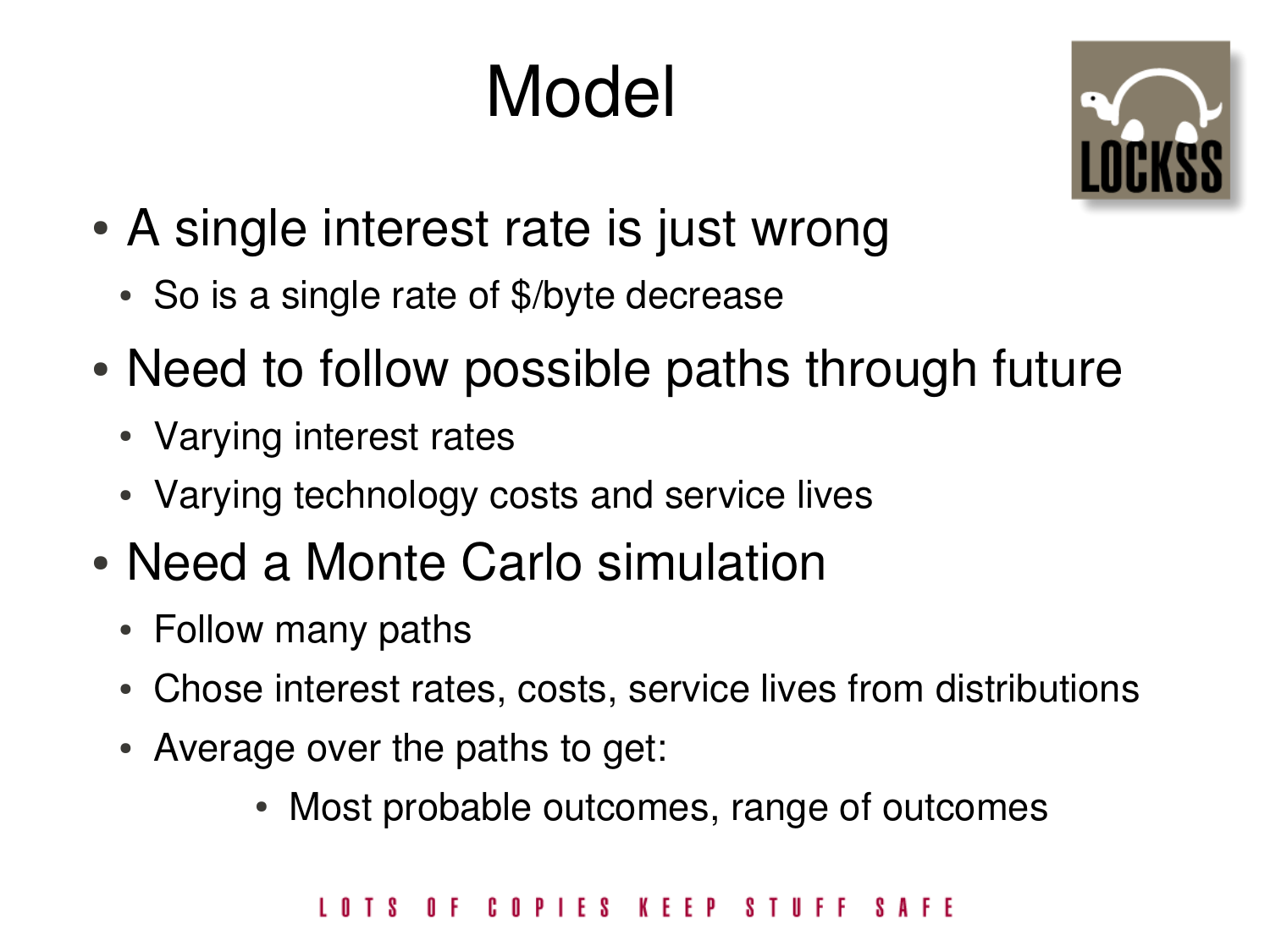# Model

- A single interest rate is just wrong
  - So is a single rate of $/byte decrease
- Need to follow possible paths through future
  - Varying interest rates
  - Varying technology costs and service lives
- Need a Monte Carlo simulation
  - Follow many paths
  - Chose interest rates, costs, service lives from distributions
  - Average over the paths to get:
    - Most probable outcomes, range of outcomes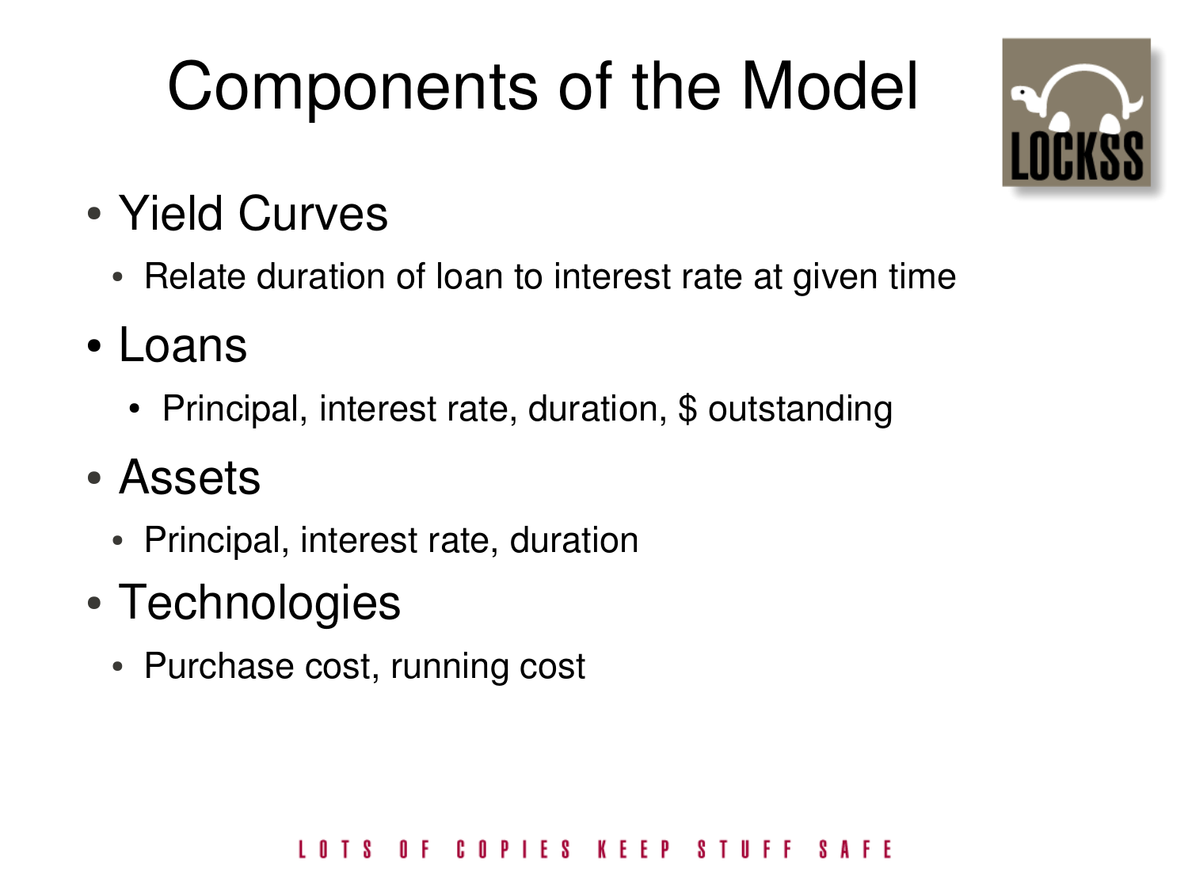# Components of the Model

- Yield Curves
  - Relate duration of loan to interest rate at given time
- Loans
  - Principal, interest rate, duration, $ outstanding
- Assets
  - Principal, interest rate, duration
- Technologies
  - Purchase cost, running cost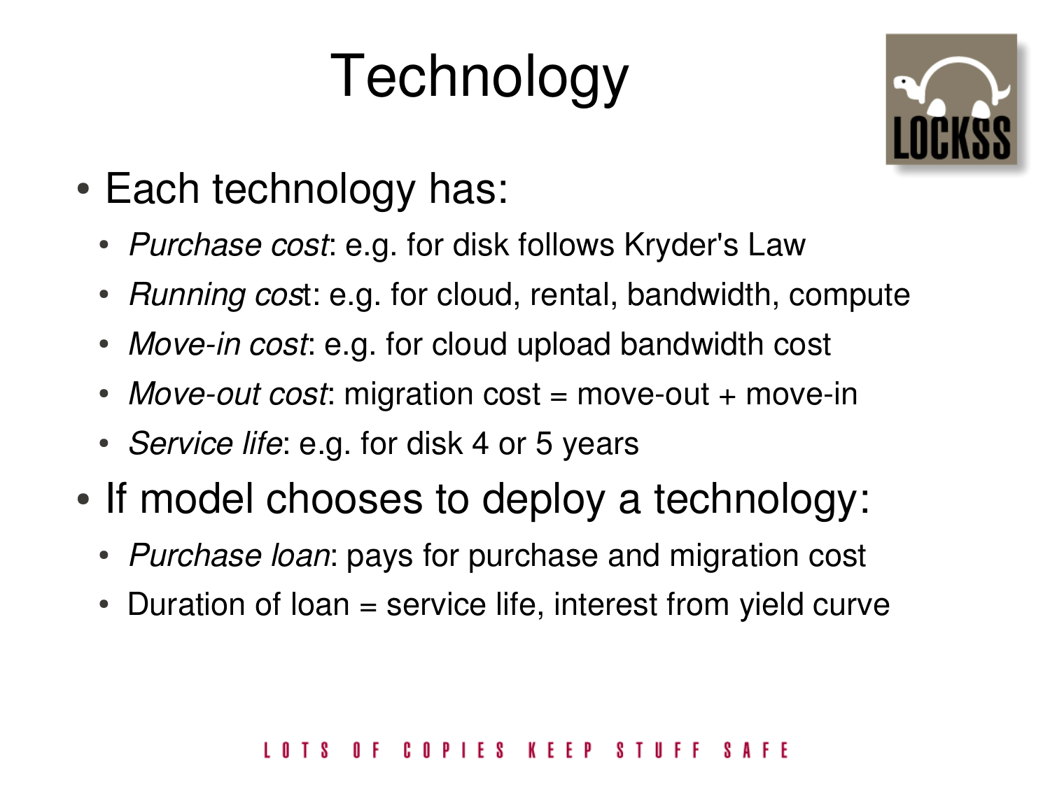# Technology

- Each technology has:
  - *Purchase cost*: e.g. for disk follows Kryder's Law
  - *Running cost*: e.g. for cloud, rental, bandwidth, compute
  - *Move-in cost*: e.g. for cloud upload bandwidth cost
  - *Move-out cost*: migration cost = move-out + move-in
  - *Service life*: e.g. for disk 4 or 5 years
- If model chooses to deploy a technology:
  - *Purchase loan*: pays for purchase and migration cost
  - Duration of loan = service life, interest from yield curve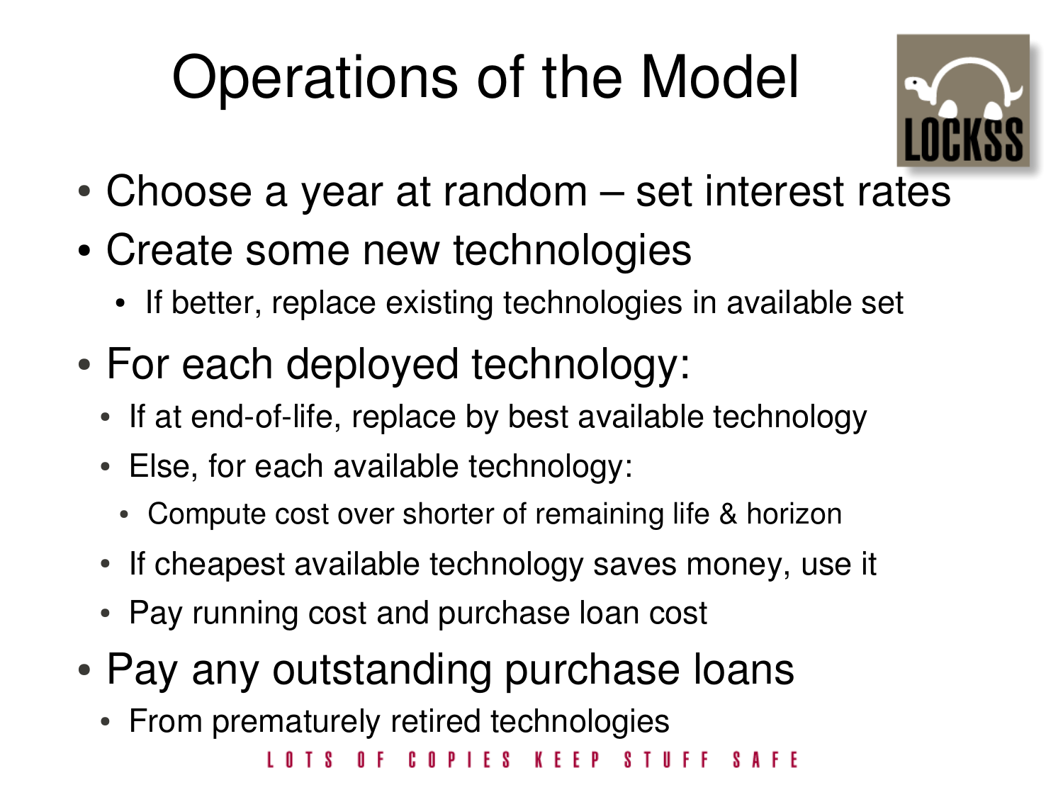# Operations of the Model

- Choose a year at random – set interest rates
- Create some new technologies
  - If better, replace existing technologies in available set
- For each deployed technology:
  - If at end-of-life, replace by best available technology
  - Else, for each available technology:
    - Compute cost over shorter of remaining life & horizon
  - If cheapest available technology saves money, use it
  - Pay running cost and purchase loan cost
- Pay any outstanding purchase loans
  - From prematurely retired technologies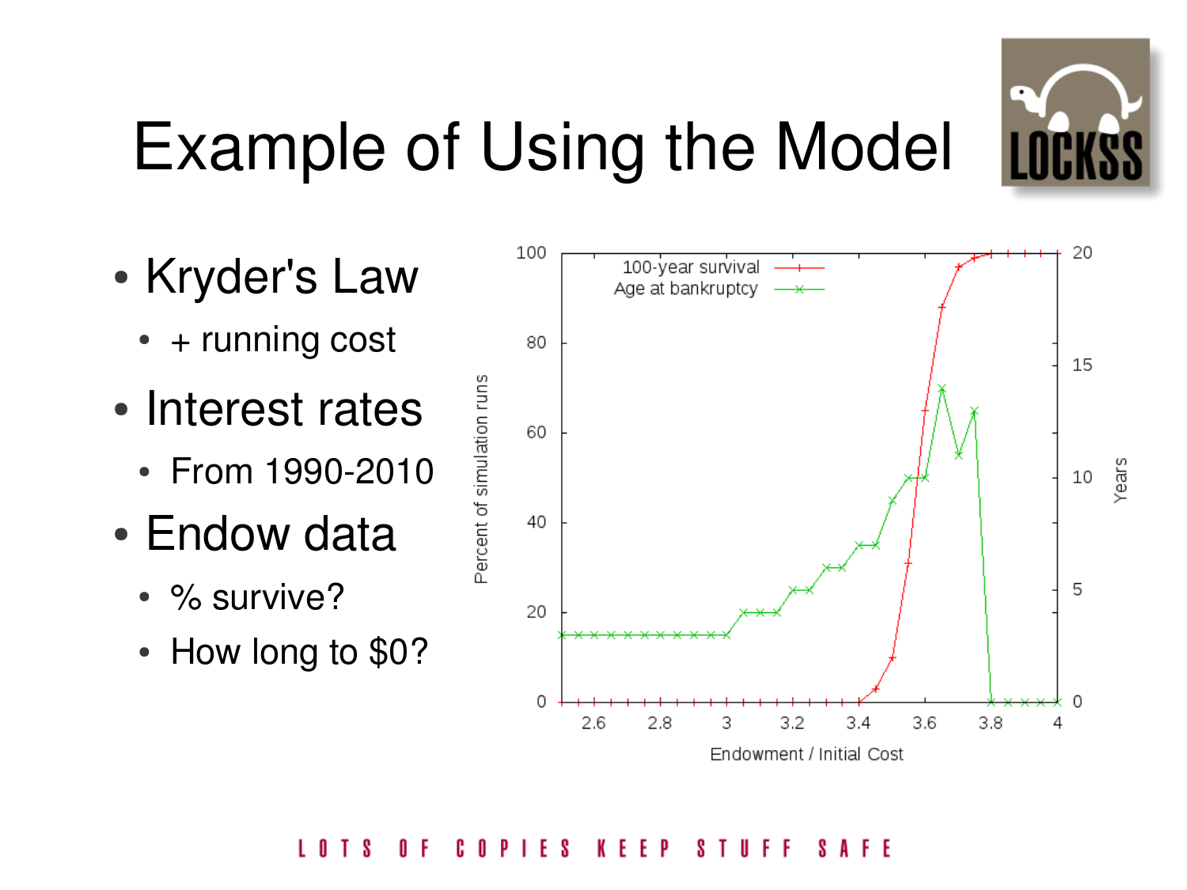# Example of Using the Model

- Kryder's Law
  - + running cost
- Interest rates
  - From 1990-2010
- Endow data
  - % survive?
  - How long to $0?

100-year survival
Age at bankruptcy

Percent of simulation runs

0
20
40
60
80
100

Years

0
5
10
15
20

Endowment / Initial Cost

2.6
2.8
3
3.2
3.4
3.6
3.8
4

LOTS OF COPIES KEEP STUFF SAFE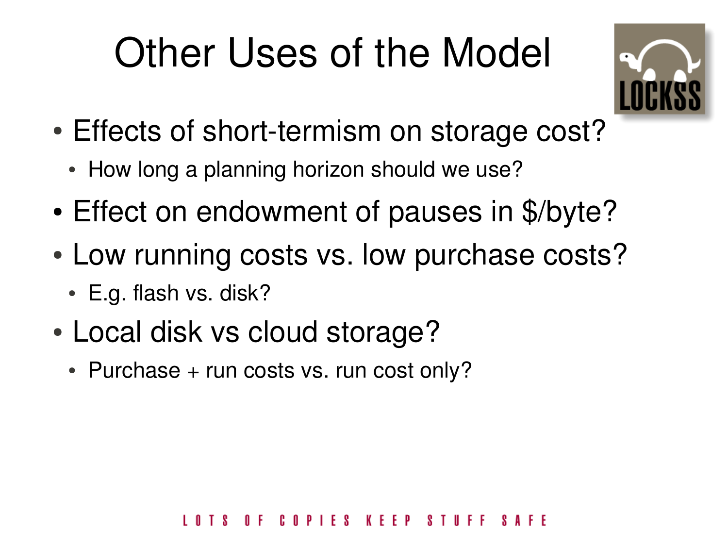# Other Uses of the Model

- Effects of short-termism on storage cost?
  - How long a planning horizon should we use?
- Effect on endowment of pauses in $/byte?
- Low running costs vs. low purchase costs?
  - E.g. flash vs. disk?
- Local disk vs cloud storage?
  - Purchase + run costs vs. run cost only?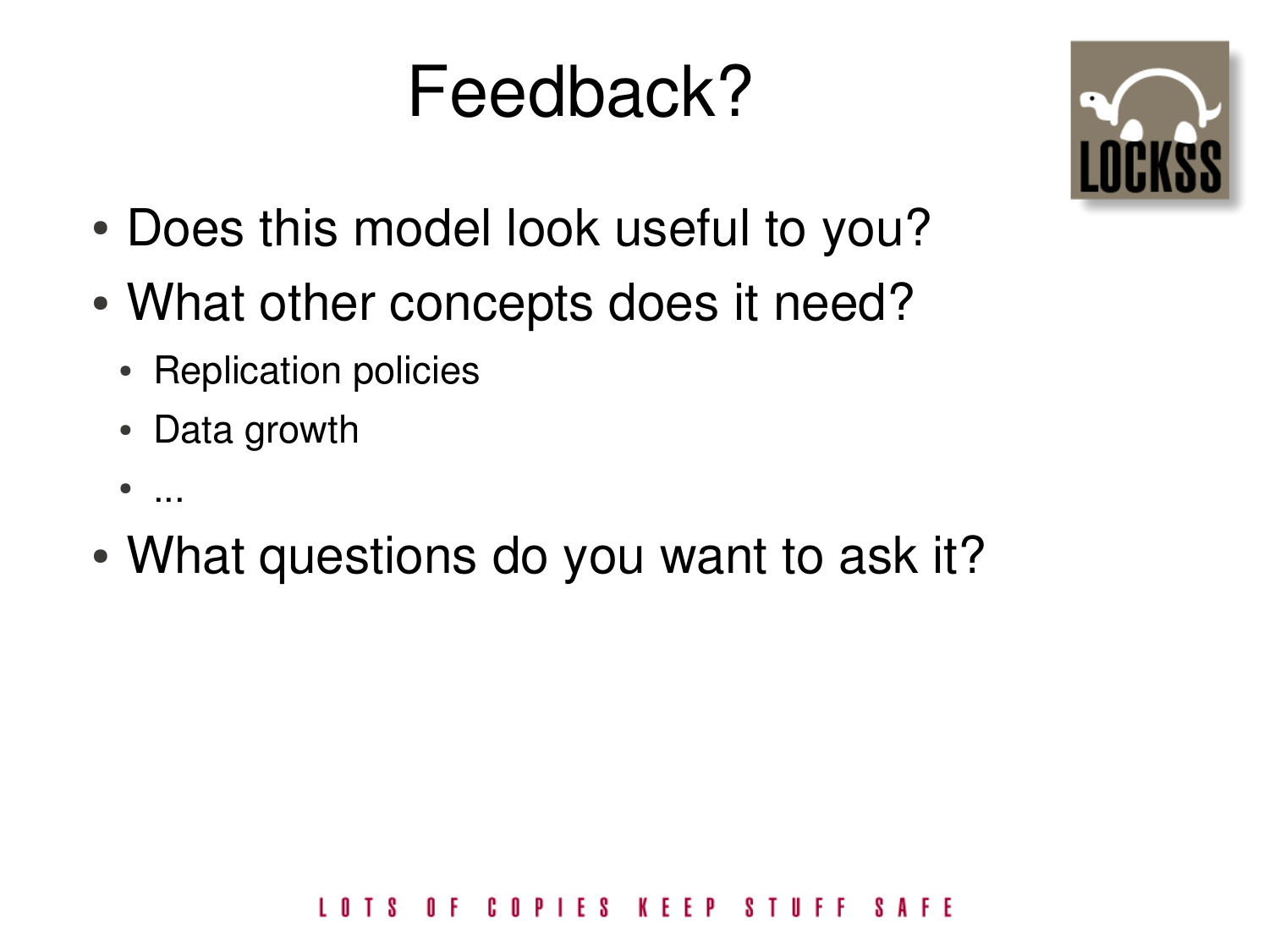# Feedback?

- Does this model look useful to you?
- What other concepts does it need?
  - Replication policies
  - Data growth
  - ...
- What questions do you want to ask it?